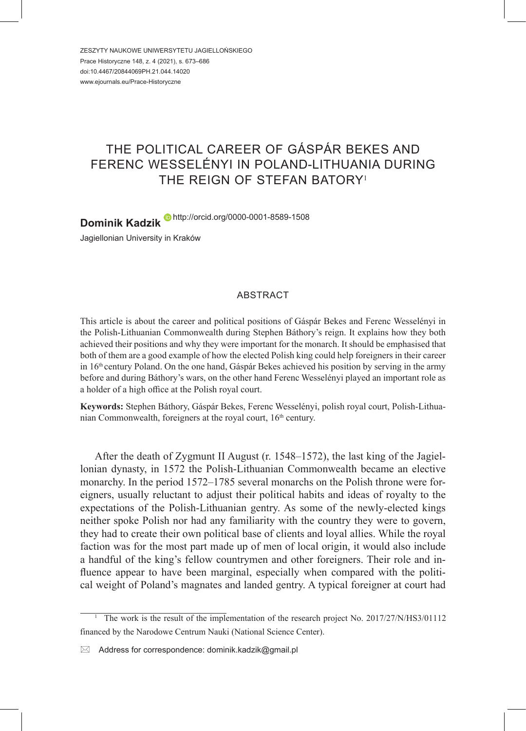# THE POLITICAL CAREER OF GÁSPÁR BEKES AND FERENC WESSELÉNYI IN POLAND-LITHUANIA DURING THE REIGN OF STEFAN BATORY[1]

**Dominik Kadzik** http://orcid.org/0000-0001-8589-1508

Jagiellonian University in Kraków

## ABSTRACT

This article is about the career and political positions of Gáspár Bekes and Ferenc Wesselényi in the Polish-Lithuanian Commonwealth during Stephen Báthory's reign. It explains how they both achieved their positions and why they were important for the monarch. It should be emphasised that both of them are a good example of how the elected Polish king could help foreigners in their career in 16th century Poland. On the one hand, Gáspár Bekes achieved his position by serving in the army before and during Báthory's wars, on the other hand Ferenc Wesselényi played an important role as a holder of a high office at the Polish royal court.

**Keywords:** Stephen Báthory, Gáspár Bekes, Ferenc Wesselényi, polish royal court, Polish-Lithuanian Commonwealth, foreigners at the royal court, 16th century.

After the death of Zygmunt II August (r. 1548–1572), the last king of the Jagiellonian dynasty, in 1572 the Polish-Lithuanian Commonwealth became an elective monarchy. In the period 1572–1785 several monarchs on the Polish throne were foreigners, usually reluctant to adjust their political habits and ideas of royalty to the expectations of the Polish-Lithuanian gentry. As some of the newly-elected kings neither spoke Polish nor had any familiarity with the country they were to govern, they had to create their own political base of clients and loyal allies. While the royal faction was for the most part made up of men of local origin, it would also include a handful of the king's fellow countrymen and other foreigners. Their role and influence appear to have been marginal, especially when compared with the political weight of Poland's magnates and landed gentry. A typical foreigner at court had

---

[1] The work is the result of the implementation of the research project No. 2017/27/N/HS3/01112 financed by the Narodowe Centrum Nauki (National Science Center).

Address for correspondence: dominik.kadzik@gmail.pl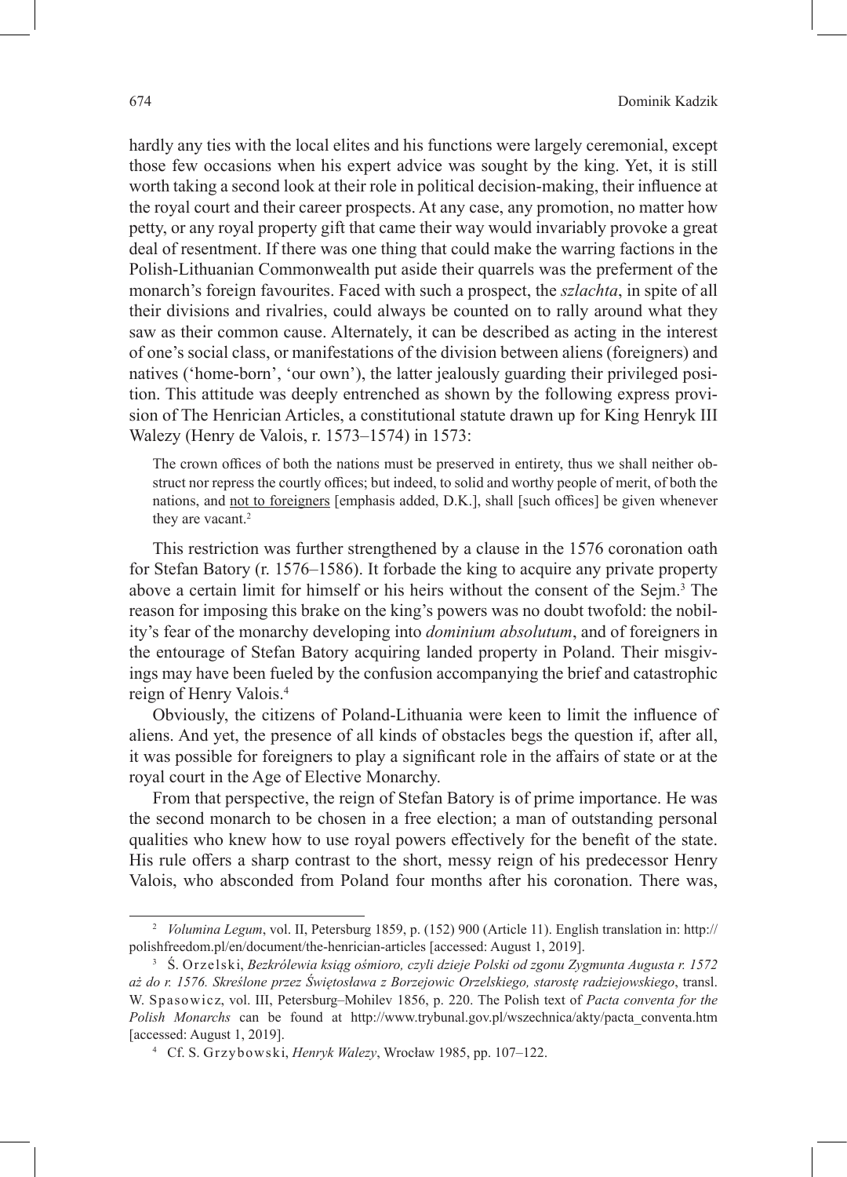hardly any ties with the local elites and his functions were largely ceremonial, except those few occasions when his expert advice was sought by the king. Yet, it is still worth taking a second look at their role in political decision-making, their influence at the royal court and their career prospects. At any case, any promotion, no matter how petty, or any royal property gift that came their way would invariably provoke a great deal of resentment. If there was one thing that could make the warring factions in the Polish-Lithuanian Commonwealth put aside their quarrels was the preferment of the monarch's foreign favourites. Faced with such a prospect, the *szlachta*, in spite of all their divisions and rivalries, could always be counted on to rally around what they saw as their common cause. Alternately, it can be described as acting in the interest of one's social class, or manifestations of the division between aliens (foreigners) and natives ('home-born', 'our own'), the latter jealously guarding their privileged position. This attitude was deeply entrenched as shown by the following express provision of The Henrician Articles, a constitutional statute drawn up for King Henryk III Walezy (Henry de Valois, r. 1573–1574) in 1573:

> The crown offices of both the nations must be preserved in entirety, thus we shall neither obstruct nor repress the courtly offices; but indeed, to solid and worthy people of merit, of both the nations, and <u>not to foreigners</u> [emphasis added, D.K.], shall [such offices] be given whenever they are vacant.[2]

This restriction was further strengthened by a clause in the 1576 coronation oath for Stefan Batory (r. 1576–1586). It forbade the king to acquire any private property above a certain limit for himself or his heirs without the consent of the Sejm.[3] The reason for imposing this brake on the king's powers was no doubt twofold: the nobility's fear of the monarchy developing into *dominium absolutum*, and of foreigners in the entourage of Stefan Batory acquiring landed property in Poland. Their misgivings may have been fueled by the confusion accompanying the brief and catastrophic reign of Henry Valois.[4]

Obviously, the citizens of Poland-Lithuania were keen to limit the influence of aliens. And yet, the presence of all kinds of obstacles begs the question if, after all, it was possible for foreigners to play a significant role in the affairs of state or at the royal court in the Age of Elective Monarchy.

From that perspective, the reign of Stefan Batory is of prime importance. He was the second monarch to be chosen in a free election; a man of outstanding personal qualities who knew how to use royal powers effectively for the benefit of the state. His rule offers a sharp contrast to the short, messy reign of his predecessor Henry Valois, who absconded from Poland four months after his coronation. There was,

---

[2] *Volumina Legum*, vol. II, Petersburg 1859, p. (152) 900 (Article 11). English translation in: http://polishfreedom.pl/en/document/the-henrician-articles [accessed: August 1, 2019].

[3] Ś. Orzelski, *Bezkrólewia ksiąg ośmioro, czyli dzieje Polski od zgonu Zygmunta Augusta r. 1572 aż do r. 1576. Skreślone przez Świętosława z Borzejowic Orzelskiego, starostę radziejowskiego*, transl. W. Spasowicz, vol. III, Petersburg–Mohilev 1856, p. 220. The Polish text of *Pacta conventa for the Polish Monarchs* can be found at http://www.trybunal.gov.pl/wszechnica/akty/pacta_conventa.htm [accessed: August 1, 2019].

[4] Cf. S. Grzybowski, *Henryk Walezy*, Wrocław 1985, pp. 107–122.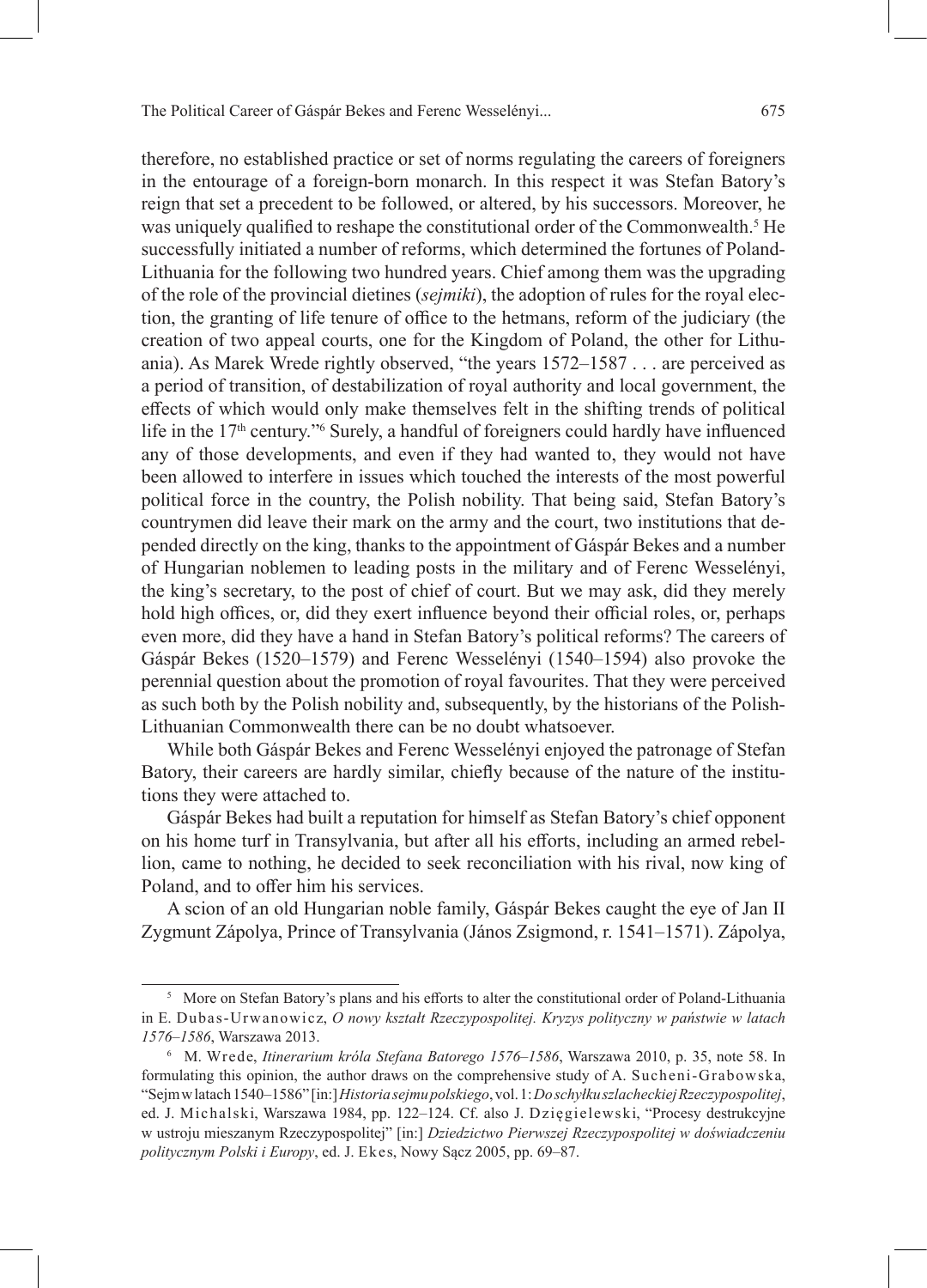therefore, no established practice or set of norms regulating the careers of foreigners in the entourage of a foreign-born monarch. In this respect it was Stefan Batory's reign that set a precedent to be followed, or altered, by his successors. Moreover, he was uniquely qualified to reshape the constitutional order of the Commonwealth.[5] He successfully initiated a number of reforms, which determined the fortunes of Poland-Lithuania for the following two hundred years. Chief among them was the upgrading of the role of the provincial dietines (*sejmiki*), the adoption of rules for the royal election, the granting of life tenure of office to the hetmans, reform of the judiciary (the creation of two appeal courts, one for the Kingdom of Poland, the other for Lithuania). As Marek Wrede rightly observed, "the years 1572–1587 . . . are perceived as a period of transition, of destabilization of royal authority and local government, the effects of which would only make themselves felt in the shifting trends of political life in the 17th century."[6] Surely, a handful of foreigners could hardly have influenced any of those developments, and even if they had wanted to, they would not have been allowed to interfere in issues which touched the interests of the most powerful political force in the country, the Polish nobility. That being said, Stefan Batory's countrymen did leave their mark on the army and the court, two institutions that depended directly on the king, thanks to the appointment of Gáspár Bekes and a number of Hungarian noblemen to leading posts in the military and of Ferenc Wesselényi, the king's secretary, to the post of chief of court. But we may ask, did they merely hold high offices, or, did they exert influence beyond their official roles, or, perhaps even more, did they have a hand in Stefan Batory's political reforms? The careers of Gáspár Bekes (1520–1579) and Ferenc Wesselényi (1540–1594) also provoke the perennial question about the promotion of royal favourites. That they were perceived as such both by the Polish nobility and, subsequently, by the historians of the Polish-Lithuanian Commonwealth there can be no doubt whatsoever.

While both Gáspár Bekes and Ferenc Wesselényi enjoyed the patronage of Stefan Batory, their careers are hardly similar, chiefly because of the nature of the institutions they were attached to.

Gáspár Bekes had built a reputation for himself as Stefan Batory's chief opponent on his home turf in Transylvania, but after all his efforts, including an armed rebellion, came to nothing, he decided to seek reconciliation with his rival, now king of Poland, and to offer him his services.

A scion of an old Hungarian noble family, Gáspár Bekes caught the eye of Jan II Zygmunt Zápolya, Prince of Transylvania (János Zsigmond, r. 1541–1571). Zápolya,

---

[5] More on Stefan Batory's plans and his efforts to alter the constitutional order of Poland-Lithuania in E. Dubas-Urwanowicz, *O nowy kształt Rzeczypospolitej. Kryzys polityczny w państwie w latach 1576–1586*, Warszawa 2013.

[6] M. Wrede, *Itinerarium króla Stefana Batorego 1576–1586*, Warszawa 2010, p. 35, note 58. In formulating this opinion, the author draws on the comprehensive study of A. Sucheni-Grabowska, "Sejm w latach 1540–1586" [in:] *Historia sejmu polskiego*, vol. 1: *Do schyłku szlacheckiej Rzeczypospolitej*, ed. J. Michalski, Warszawa 1984, pp. 122–124. Cf. also J. Dzięgielewski, "Procesy destrukcyjne w ustroju mieszanym Rzeczypospolitej" [in:] *Dziedzictwo Pierwszej Rzeczypospolitej w doświadczeniu politycznym Polski i Europy*, ed. J. Ekes, Nowy Sącz 2005, pp. 69–87.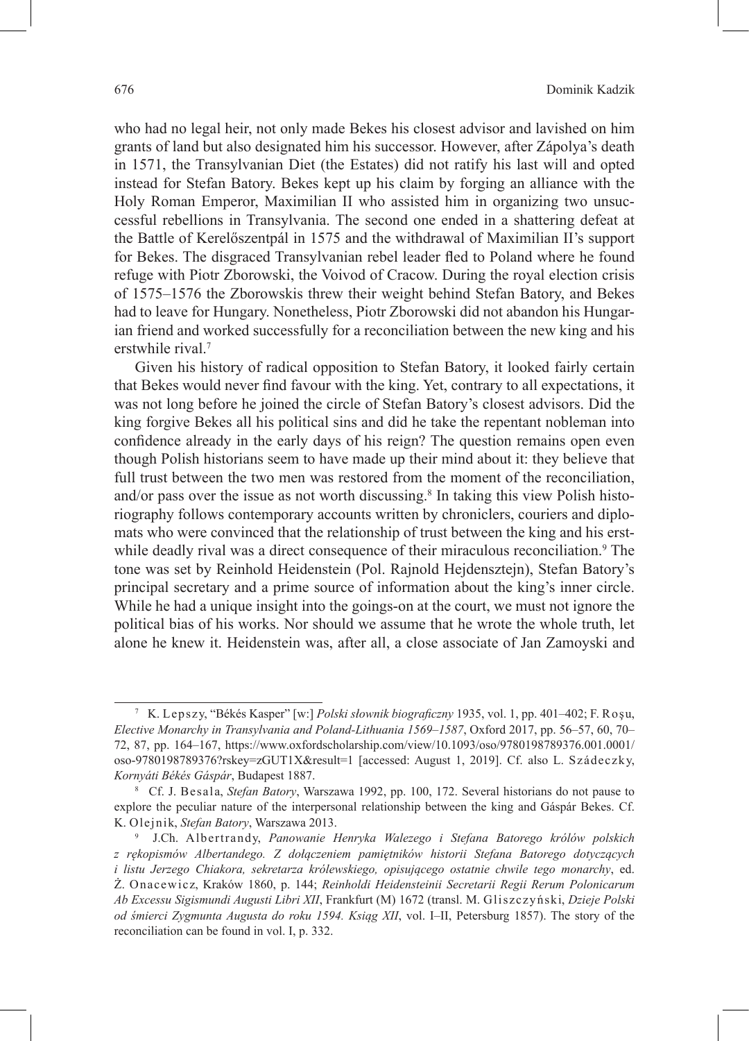who had no legal heir, not only made Bekes his closest advisor and lavished on him grants of land but also designated him his successor. However, after Zápolya's death in 1571, the Transylvanian Diet (the Estates) did not ratify his last will and opted instead for Stefan Batory. Bekes kept up his claim by forging an alliance with the Holy Roman Emperor, Maximilian II who assisted him in organizing two unsuccessful rebellions in Transylvania. The second one ended in a shattering defeat at the Battle of Kerelőszentpál in 1575 and the withdrawal of Maximilian II's support for Bekes. The disgraced Transylvanian rebel leader fled to Poland where he found refuge with Piotr Zborowski, the Voivod of Cracow. During the royal election crisis of 1575–1576 the Zborowskis threw their weight behind Stefan Batory, and Bekes had to leave for Hungary. Nonetheless, Piotr Zborowski did not abandon his Hungarian friend and worked successfully for a reconciliation between the new king and his erstwhile rival.[7]

Given his history of radical opposition to Stefan Batory, it looked fairly certain that Bekes would never find favour with the king. Yet, contrary to all expectations, it was not long before he joined the circle of Stefan Batory's closest advisors. Did the king forgive Bekes all his political sins and did he take the repentant nobleman into confidence already in the early days of his reign? The question remains open even though Polish historians seem to have made up their mind about it: they believe that full trust between the two men was restored from the moment of the reconciliation, and/or pass over the issue as not worth discussing.[8] In taking this view Polish historiography follows contemporary accounts written by chroniclers, couriers and diplomats who were convinced that the relationship of trust between the king and his erstwhile deadly rival was a direct consequence of their miraculous reconciliation.[9] The tone was set by Reinhold Heidenstein (Pol. Rajnold Hejdensztejn), Stefan Batory's principal secretary and a prime source of information about the king's inner circle. While he had a unique insight into the goings-on at the court, we must not ignore the political bias of his works. Nor should we assume that he wrote the whole truth, let alone he knew it. Heidenstein was, after all, a close associate of Jan Zamoyski and

---

[7] K. Lepszy, "Békés Kasper" [w:] *Polski słownik biograficzny* 1935, vol. 1, pp. 401–402; F. Roşu, *Elective Monarchy in Transylvania and Poland-Lithuania 1569–1587*, Oxford 2017, pp. 56–57, 60, 70–72, 87, pp. 164–167, https://www.oxfordscholarship.com/view/10.1093/oso/9780198789376.001.0001/oso-9780198789376?rskey=zGUT1X&result=1 [accessed: August 1, 2019]. Cf. also L. Szádeczky, *Kornyáti Békés Gáspár*, Budapest 1887.

[8] Cf. J. Besala, *Stefan Batory*, Warszawa 1992, pp. 100, 172. Several historians do not pause to explore the peculiar nature of the interpersonal relationship between the king and Gáspár Bekes. Cf. K. Olejnik, *Stefan Batory*, Warszawa 2013.

[9] J.Ch. Albertrandy, *Panowanie Henryka Walezego i Stefana Batorego królów polskich z rękopismów Albertandego. Z dołączeniem pamiętników historii Stefana Batorego dotyczących i listu Jerzego Chiakora, sekretarza królewskiego, opisującego ostatnie chwile tego monarchy*, ed. Ż. Onacewicz, Kraków 1860, p. 144; *Reinholdi Heidensteinii Secretarii Regii Rerum Polonicarum Ab Excessu Sigismundi Augusti Libri XII*, Frankfurt (M) 1672 (transl. M. Gliszczyński, *Dzieje Polski od śmierci Zygmunta Augusta do roku 1594. Ksiąg XII*, vol. I–II, Petersburg 1857). The story of the reconciliation can be found in vol. I, p. 332.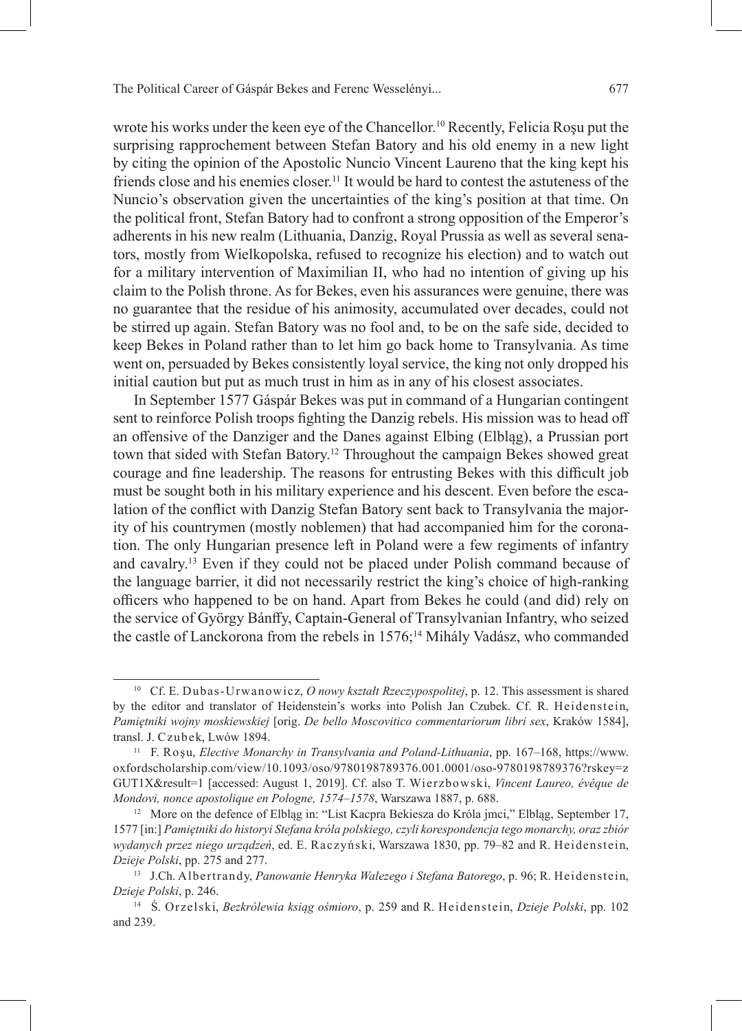wrote his works under the keen eye of the Chancellor.[10] Recently, Felicia Roşu put the surprising rapprochement between Stefan Batory and his old enemy in a new light by citing the opinion of the Apostolic Nuncio Vincent Laureno that the king kept his friends close and his enemies closer.[11] It would be hard to contest the astuteness of the Nuncio's observation given the uncertainties of the king's position at that time. On the political front, Stefan Batory had to confront a strong opposition of the Emperor's adherents in his new realm (Lithuania, Danzig, Royal Prussia as well as several senators, mostly from Wielkopolska, refused to recognize his election) and to watch out for a military intervention of Maximilian II, who had no intention of giving up his claim to the Polish throne. As for Bekes, even his assurances were genuine, there was no guarantee that the residue of his animosity, accumulated over decades, could not be stirred up again. Stefan Batory was no fool and, to be on the safe side, decided to keep Bekes in Poland rather than to let him go back home to Transylvania. As time went on, persuaded by Bekes consistently loyal service, the king not only dropped his initial caution but put as much trust in him as in any of his closest associates.

In September 1577 Gáspár Bekes was put in command of a Hungarian contingent sent to reinforce Polish troops fighting the Danzig rebels. His mission was to head off an offensive of the Danziger and the Danes against Elbing (Elbląg), a Prussian port town that sided with Stefan Batory.[12] Throughout the campaign Bekes showed great courage and fine leadership. The reasons for entrusting Bekes with this difficult job must be sought both in his military experience and his descent. Even before the escalation of the conflict with Danzig Stefan Batory sent back to Transylvania the majority of his countrymen (mostly noblemen) that had accompanied him for the coronation. The only Hungarian presence left in Poland were a few regiments of infantry and cavalry.[13] Even if they could not be placed under Polish command because of the language barrier, it did not necessarily restrict the king's choice of high-ranking officers who happened to be on hand. Apart from Bekes he could (and did) rely on the service of György Bánffy, Captain-General of Transylvanian Infantry, who seized the castle of Lanckorona from the rebels in 1576;[14] Mihály Vadász, who commanded

---

[10] Cf. E. Dubas-Urwanowicz, *O nowy kształt Rzeczypospolitej*, p. 12. This assessment is shared by the editor and translator of Heidenstein's works into Polish Jan Czubek. Cf. R. Heidenstein, *Pamiętniki wojny moskiewskiej* [orig. *De bello Moscovitico commentariorum libri sex*, Kraków 1584], transl. J. Czubek, Lwów 1894.

[11] F. Roşu, *Elective Monarchy in Transylvania and Poland-Lithuania*, pp. 167–168, https://www.oxfordscholarship.com/view/10.1093/oso/9780198789376.001.0001/oso-9780198789376?rskey=zGUT1X&result=1 [accessed: August 1, 2019]. Cf. also T. Wierzbowski, *Vincent Laureo, évêque de Mondovi, nonce apostolique en Pologne, 1574–1578*, Warszawa 1887, p. 688.

[12] More on the defence of Elbląg in: "List Kacpra Bekiesza do Króla jmci," Elbląg, September 17, 1577 [in:] *Pamiętniki do historyi Stefana króla polskiego, czyli korespondencja tego monarchy, oraz zbiór wydanych przez niego urządzeń*, ed. E. Raczyński, Warszawa 1830, pp. 79–82 and R. Heidenstein, *Dzieje Polski*, pp. 275 and 277.

[13] J.Ch. Albertrandy, *Panowanie Henryka Walezego i Stefana Batorego*, p. 96; R. Heidenstein, *Dzieje Polski*, p. 246.

[14] Ś. Orzelski, *Bezkrólewia ksiąg ośmioro*, p. 259 and R. Heidenstein, *Dzieje Polski*, pp. 102 and 239.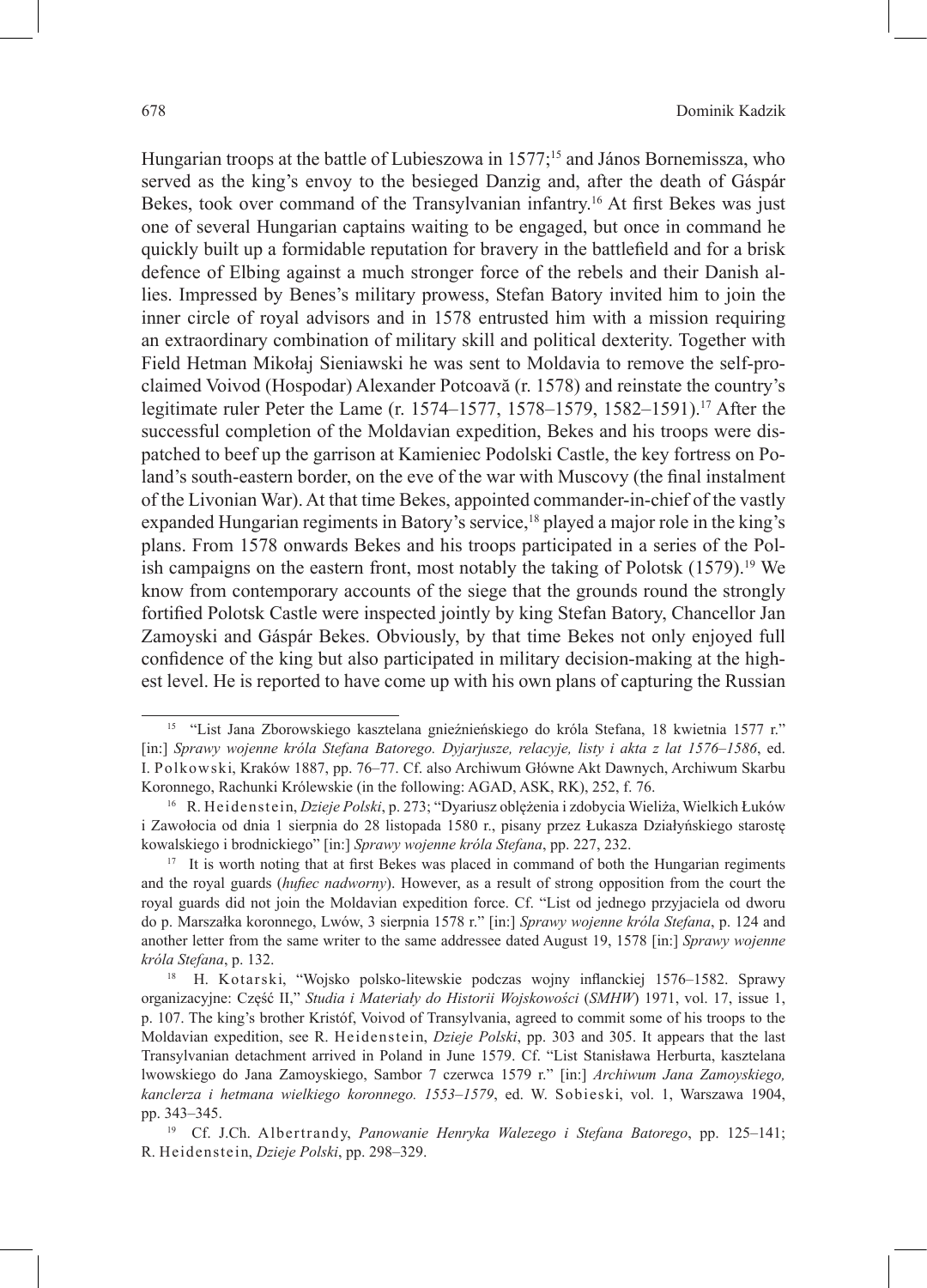Hungarian troops at the battle of Lubieszowa in 1577;[15] and János Bornemissza, who served as the king's envoy to the besieged Danzig and, after the death of Gáspár Bekes, took over command of the Transylvanian infantry.[16] At first Bekes was just one of several Hungarian captains waiting to be engaged, but once in command he quickly built up a formidable reputation for bravery in the battlefield and for a brisk defence of Elbing against a much stronger force of the rebels and their Danish allies. Impressed by Benes's military prowess, Stefan Batory invited him to join the inner circle of royal advisors and in 1578 entrusted him with a mission requiring an extraordinary combination of military skill and political dexterity. Together with Field Hetman Mikołaj Sieniawski he was sent to Moldavia to remove the self-proclaimed Voivod (Hospodar) Alexander Potcoavă (r. 1578) and reinstate the country's legitimate ruler Peter the Lame (r. 1574–1577, 1578–1579, 1582–1591).[17] After the successful completion of the Moldavian expedition, Bekes and his troops were dispatched to beef up the garrison at Kamieniec Podolski Castle, the key fortress on Poland's south-eastern border, on the eve of the war with Muscovy (the final instalment of the Livonian War). At that time Bekes, appointed commander-in-chief of the vastly expanded Hungarian regiments in Batory's service,[18] played a major role in the king's plans. From 1578 onwards Bekes and his troops participated in a series of the Polish campaigns on the eastern front, most notably the taking of Polotsk (1579).[19] We know from contemporary accounts of the siege that the grounds round the strongly fortified Polotsk Castle were inspected jointly by king Stefan Batory, Chancellor Jan Zamoyski and Gáspár Bekes. Obviously, by that time Bekes not only enjoyed full confidence of the king but also participated in military decision-making at the highest level. He is reported to have come up with his own plans of capturing the Russian

---

[15] "List Jana Zborowskiego kasztelana gnieźnieńskiego do króla Stefana, 18 kwietnia 1577 r." [in:] *Sprawy wojenne króla Stefana Batorego. Dyjarjusze, relacyje, listy i akta z lat 1576–1586*, ed. I. Polkowski, Kraków 1887, pp. 76–77. Cf. also Archiwum Główne Akt Dawnych, Archiwum Skarbu Koronnego, Rachunki Królewskie (in the following: AGAD, ASK, RK), 252, f. 76.

[16] R. Heidenstein, *Dzieje Polski*, p. 273; "Dyariusz oblężenia i zdobycia Wieliża, Wielkich Łuków i Zawołocia od dnia 1 sierpnia do 28 listopada 1580 r., pisany przez Łukasza Działyńskiego starostę kowalskiego i brodnickiego" [in:] *Sprawy wojenne króla Stefana*, pp. 227, 232.

[17] It is worth noting that at first Bekes was placed in command of both the Hungarian regiments and the royal guards (*hufiec nadworny*). However, as a result of strong opposition from the court the royal guards did not join the Moldavian expedition force. Cf. "List od jednego przyjaciela od dworu do p. Marszałka koronnego, Lwów, 3 sierpnia 1578 r." [in:] *Sprawy wojenne króla Stefana*, p. 124 and another letter from the same writer to the same addressee dated August 19, 1578 [in:] *Sprawy wojenne króla Stefana*, p. 132.

[18] H. Kotarski, "Wojsko polsko-litewskie podczas wojny inflanckiej 1576–1582. Sprawy organizacyjne: Część II," *Studia i Materiały do Historii Wojskowości* (*SMHW*) 1971, vol. 17, issue 1, p. 107. The king's brother Kristóf, Voivod of Transylvania, agreed to commit some of his troops to the Moldavian expedition, see R. Heidenstein, *Dzieje Polski*, pp. 303 and 305. It appears that the last Transylvanian detachment arrived in Poland in June 1579. Cf. "List Stanisława Herburta, kasztelana lwowskiego do Jana Zamoyskiego, Sambor 7 czerwca 1579 r." [in:] *Archiwum Jana Zamoyskiego, kanclerza i hetmana wielkiego koronnego. 1553–1579*, ed. W. Sobieski, vol. 1, Warszawa 1904, pp. 343–345.

[19] Cf. J.Ch. Albertrandy, *Panowanie Henryka Walezego i Stefana Batorego*, pp. 125–141; R. Heidenstein, *Dzieje Polski*, pp. 298–329.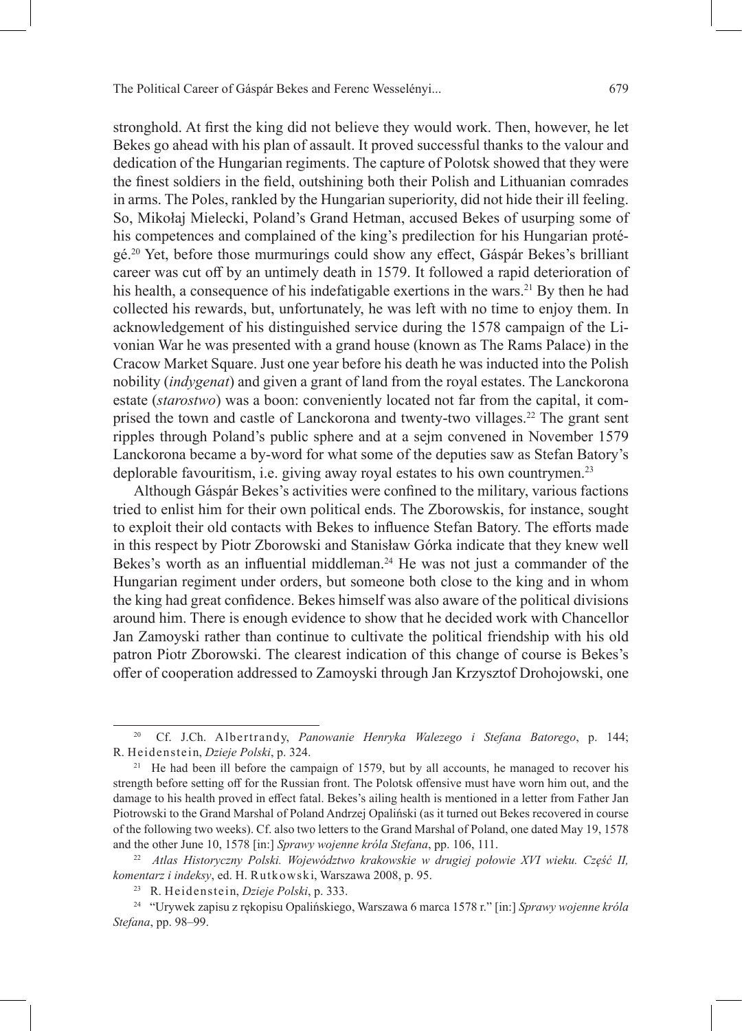stronghold. At first the king did not believe they would work. Then, however, he let Bekes go ahead with his plan of assault. It proved successful thanks to the valour and dedication of the Hungarian regiments. The capture of Polotsk showed that they were the finest soldiers in the field, outshining both their Polish and Lithuanian comrades in arms. The Poles, rankled by the Hungarian superiority, did not hide their ill feeling. So, Mikołaj Mielecki, Poland's Grand Hetman, accused Bekes of usurping some of his competences and complained of the king's predilection for his Hungarian protégé.[20] Yet, before those murmurings could show any effect, Gáspár Bekes's brilliant career was cut off by an untimely death in 1579. It followed a rapid deterioration of his health, a consequence of his indefatigable exertions in the wars.[21] By then he had collected his rewards, but, unfortunately, he was left with no time to enjoy them. In acknowledgement of his distinguished service during the 1578 campaign of the Livonian War he was presented with a grand house (known as The Rams Palace) in the Cracow Market Square. Just one year before his death he was inducted into the Polish nobility (*indygenat*) and given a grant of land from the royal estates. The Lanckorona estate (*starostwo*) was a boon: conveniently located not far from the capital, it comprised the town and castle of Lanckorona and twenty-two villages.[22] The grant sent ripples through Poland's public sphere and at a sejm convened in November 1579 Lanckorona became a by-word for what some of the deputies saw as Stefan Batory's deplorable favouritism, i.e. giving away royal estates to his own countrymen.[23]

Although Gáspár Bekes's activities were confined to the military, various factions tried to enlist him for their own political ends. The Zborowskis, for instance, sought to exploit their old contacts with Bekes to influence Stefan Batory. The efforts made in this respect by Piotr Zborowski and Stanisław Górka indicate that they knew well Bekes's worth as an influential middleman.[24] He was not just a commander of the Hungarian regiment under orders, but someone both close to the king and in whom the king had great confidence. Bekes himself was also aware of the political divisions around him. There is enough evidence to show that he decided work with Chancellor Jan Zamoyski rather than continue to cultivate the political friendship with his old patron Piotr Zborowski. The clearest indication of this change of course is Bekes's offer of cooperation addressed to Zamoyski through Jan Krzysztof Drohojowski, one

---

[20] Cf. J.Ch. Albertrandy, *Panowanie Henryka Walezego i Stefana Batorego*, p. 144; R. Heidenstein, *Dzieje Polski*, p. 324.

[21] He had been ill before the campaign of 1579, but by all accounts, he managed to recover his strength before setting off for the Russian front. The Polotsk offensive must have worn him out, and the damage to his health proved in effect fatal. Bekes's ailing health is mentioned in a letter from Father Jan Piotrowski to the Grand Marshal of Poland Andrzej Opaliński (as it turned out Bekes recovered in course of the following two weeks). Cf. also two letters to the Grand Marshal of Poland, one dated May 19, 1578 and the other June 10, 1578 [in:] *Sprawy wojenne króla Stefana*, pp. 106, 111.

[22] *Atlas Historyczny Polski. Województwo krakowskie w drugiej połowie XVI wieku. Część II, komentarz i indeksy*, ed. H. Rutkowski, Warszawa 2008, p. 95.

[23] R. Heidenstein, *Dzieje Polski*, p. 333.

[24] "Urywek zapisu z rękopisu Opalińskiego, Warszawa 6 marca 1578 r." [in:] *Sprawy wojenne króla Stefana*, pp. 98–99.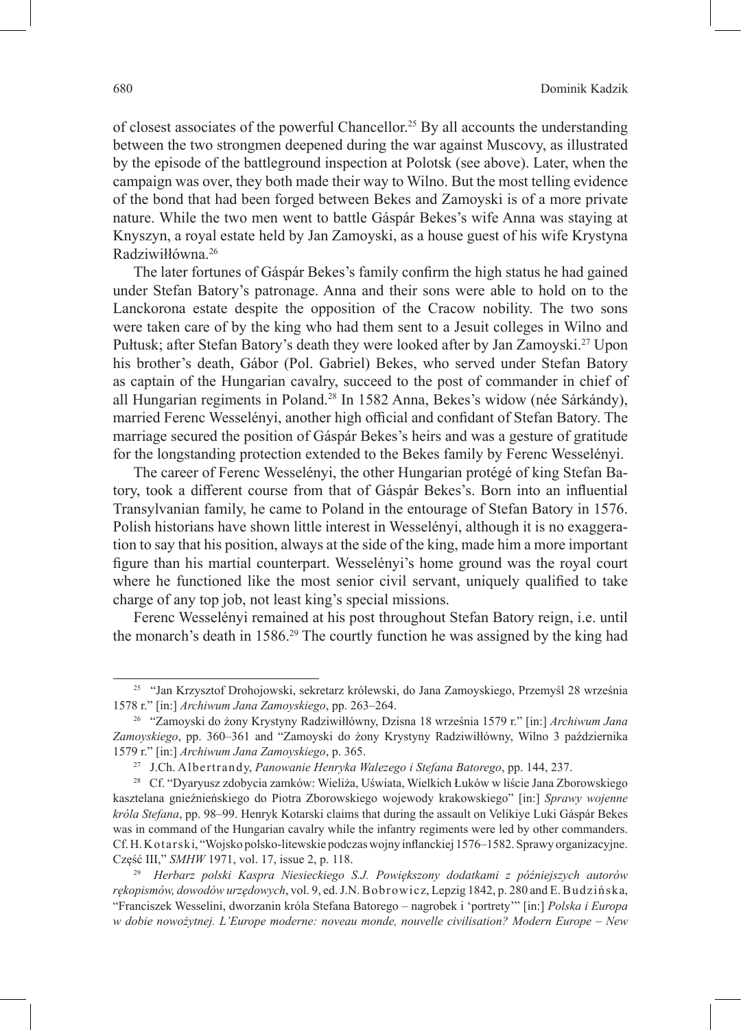of closest associates of the powerful Chancellor.[25] By all accounts the understanding between the two strongmen deepened during the war against Muscovy, as illustrated by the episode of the battleground inspection at Polotsk (see above). Later, when the campaign was over, they both made their way to Wilno. But the most telling evidence of the bond that had been forged between Bekes and Zamoyski is of a more private nature. While the two men went to battle Gáspár Bekes's wife Anna was staying at Knyszyn, a royal estate held by Jan Zamoyski, as a house guest of his wife Krystyna Radziwiłłówna.[26]

The later fortunes of Gáspár Bekes's family confirm the high status he had gained under Stefan Batory's patronage. Anna and their sons were able to hold on to the Lanckorona estate despite the opposition of the Cracow nobility. The two sons were taken care of by the king who had them sent to a Jesuit colleges in Wilno and Pułtusk; after Stefan Batory's death they were looked after by Jan Zamoyski.[27] Upon his brother's death, Gábor (Pol. Gabriel) Bekes, who served under Stefan Batory as captain of the Hungarian cavalry, succeed to the post of commander in chief of all Hungarian regiments in Poland.[28] In 1582 Anna, Bekes's widow (née Sárkándy), married Ferenc Wesselényi, another high official and confidant of Stefan Batory. The marriage secured the position of Gáspár Bekes's heirs and was a gesture of gratitude for the longstanding protection extended to the Bekes family by Ferenc Wesselényi.

The career of Ferenc Wesselényi, the other Hungarian protégé of king Stefan Batory, took a different course from that of Gáspár Bekes's. Born into an influential Transylvanian family, he came to Poland in the entourage of Stefan Batory in 1576. Polish historians have shown little interest in Wesselényi, although it is no exaggeration to say that his position, always at the side of the king, made him a more important figure than his martial counterpart. Wesselényi's home ground was the royal court where he functioned like the most senior civil servant, uniquely qualified to take charge of any top job, not least king's special missions.

Ferenc Wesselényi remained at his post throughout Stefan Batory reign, i.e. until the monarch's death in 1586.[29] The courtly function he was assigned by the king had

---

[25] "Jan Krzysztof Drohojowski, sekretarz królewski, do Jana Zamoyskiego, Przemyśl 28 września 1578 r." [in:] *Archiwum Jana Zamoyskiego*, pp. 263–264.

[26] "Zamoyski do żony Krystyny Radziwiłłówny, Dzisna 18 września 1579 r." [in:] *Archiwum Jana Zamoyskiego*, pp. 360–361 and "Zamoyski do żony Krystyny Radziwiłłówny, Wilno 3 października 1579 r." [in:] *Archiwum Jana Zamoyskiego*, p. 365.

[27] J.Ch. Albertrandy, *Panowanie Henryka Walezego i Stefana Batorego*, pp. 144, 237.

[28] Cf. "Dyaryusz zdobycia zamków: Wieliża, Uświata, Wielkich Łuków w liście Jana Zborowskiego kasztelana gnieźnieńskiego do Piotra Zborowskiego wojewody krakowskiego" [in:] *Sprawy wojenne króla Stefana*, pp. 98–99. Henryk Kotarski claims that during the assault on Velikiye Luki Gáspár Bekes was in command of the Hungarian cavalry while the infantry regiments were led by other commanders. Cf. H. Kotarski, "Wojsko polsko-litewskie podczas wojny inflanckiej 1576–1582. Sprawy organizacyjne. Część III," *SMHW* 1971, vol. 17, issue 2, p. 118.

[29] *Herbarz polski Kaspra Niesieckiego S.J. Powiększony dodatkami z późniejszych autorów rękopismów, dowodów urzędowych*, vol. 9, ed. J.N. Bobrowicz, Lepzig 1842, p. 280 and E. Budzińska, "Franciszek Wesselini, dworzanin króla Stefana Batorego – nagrobek i 'portrety'" [in:] *Polska i Europa w dobie nowożytnej. L'Europe moderne: noveau monde, nouvelle civilisation? Modern Europe – New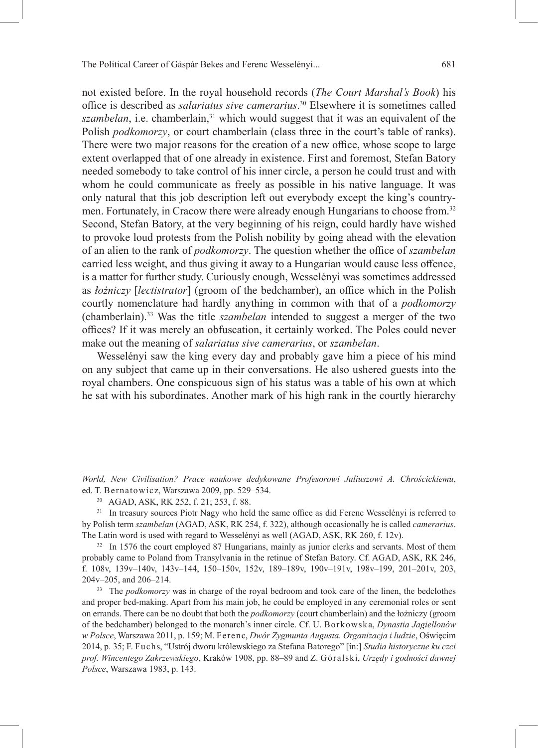not existed before. In the royal household records (*The Court Marshal's Book*) his office is described as *salariatus sive camerarius*.[30] Elsewhere it is sometimes called *szambelan*, i.e. chamberlain,[31] which would suggest that it was an equivalent of the Polish *podkomorzy*, or court chamberlain (class three in the court's table of ranks). There were two major reasons for the creation of a new office, whose scope to large extent overlapped that of one already in existence. First and foremost, Stefan Batory needed somebody to take control of his inner circle, a person he could trust and with whom he could communicate as freely as possible in his native language. It was only natural that this job description left out everybody except the king's countrymen. Fortunately, in Cracow there were already enough Hungarians to choose from.[32] Second, Stefan Batory, at the very beginning of his reign, could hardly have wished to provoke loud protests from the Polish nobility by going ahead with the elevation of an alien to the rank of *podkomorzy*. The question whether the office of *szambelan* carried less weight, and thus giving it away to a Hungarian would cause less offence, is a matter for further study. Curiously enough, Wesselényi was sometimes addressed as *łożniczy* [*lectistrator*] (groom of the bedchamber), an office which in the Polish courtly nomenclature had hardly anything in common with that of a *podkomorzy* (chamberlain).[33] Was the title *szambelan* intended to suggest a merger of the two offices? If it was merely an obfuscation, it certainly worked. The Poles could never make out the meaning of *salariatus sive camerarius*, or *szambelan*.

Wesselényi saw the king every day and probably gave him a piece of his mind on any subject that came up in their conversations. He also ushered guests into the royal chambers. One conspicuous sign of his status was a table of his own at which he sat with his subordinates. Another mark of his high rank in the courtly hierarchy

---

*World, New Civilisation? Prace naukowe dedykowane Profesorowi Juliuszowi A. Chrościckiemu*, ed. T. Bernatowicz, Warszawa 2009, pp. 529–534.

[30] AGAD, ASK, RK 252, f. 21; 253, f. 88.

[31] In treasury sources Piotr Nagy who held the same office as did Ferenc Wesselényi is referred to by Polish term *szambelan* (AGAD, ASK, RK 254, f. 322), although occasionally he is called *camerarius*. The Latin word is used with regard to Wesselényi as well (AGAD, ASK, RK 260, f. 12v).

[32] In 1576 the court employed 87 Hungarians, mainly as junior clerks and servants. Most of them probably came to Poland from Transylvania in the retinue of Stefan Batory. Cf. AGAD, ASK, RK 246, f. 108v, 139v–140v, 143v–144, 150–150v, 152v, 189–189v, 190v–191v, 198v–199, 201–201v, 203, 204v–205, and 206–214.

[33] The *podkomorzy* was in charge of the royal bedroom and took care of the linen, the bedclothes and proper bed-making. Apart from his main job, he could be employed in any ceremonial roles or sent on errands. There can be no doubt that both the *podkomorzy* (court chamberlain) and the łożniczy (groom of the bedchamber) belonged to the monarch's inner circle. Cf. U. Borkowska, *Dynastia Jagiellonów w Polsce*, Warszawa 2011, p. 159; M. Ferenc, *Dwór Zygmunta Augusta. Organizacja i ludzie*, Oświęcim 2014, p. 35; F. Fuchs, "Ustrój dworu królewskiego za Stefana Batorego" [in:] *Studia historyczne ku czci prof. Wincentego Zakrzewskiego*, Kraków 1908, pp. 88–89 and Z. Góralski, *Urzędy i godności dawnej Polsce*, Warszawa 1983, p. 143.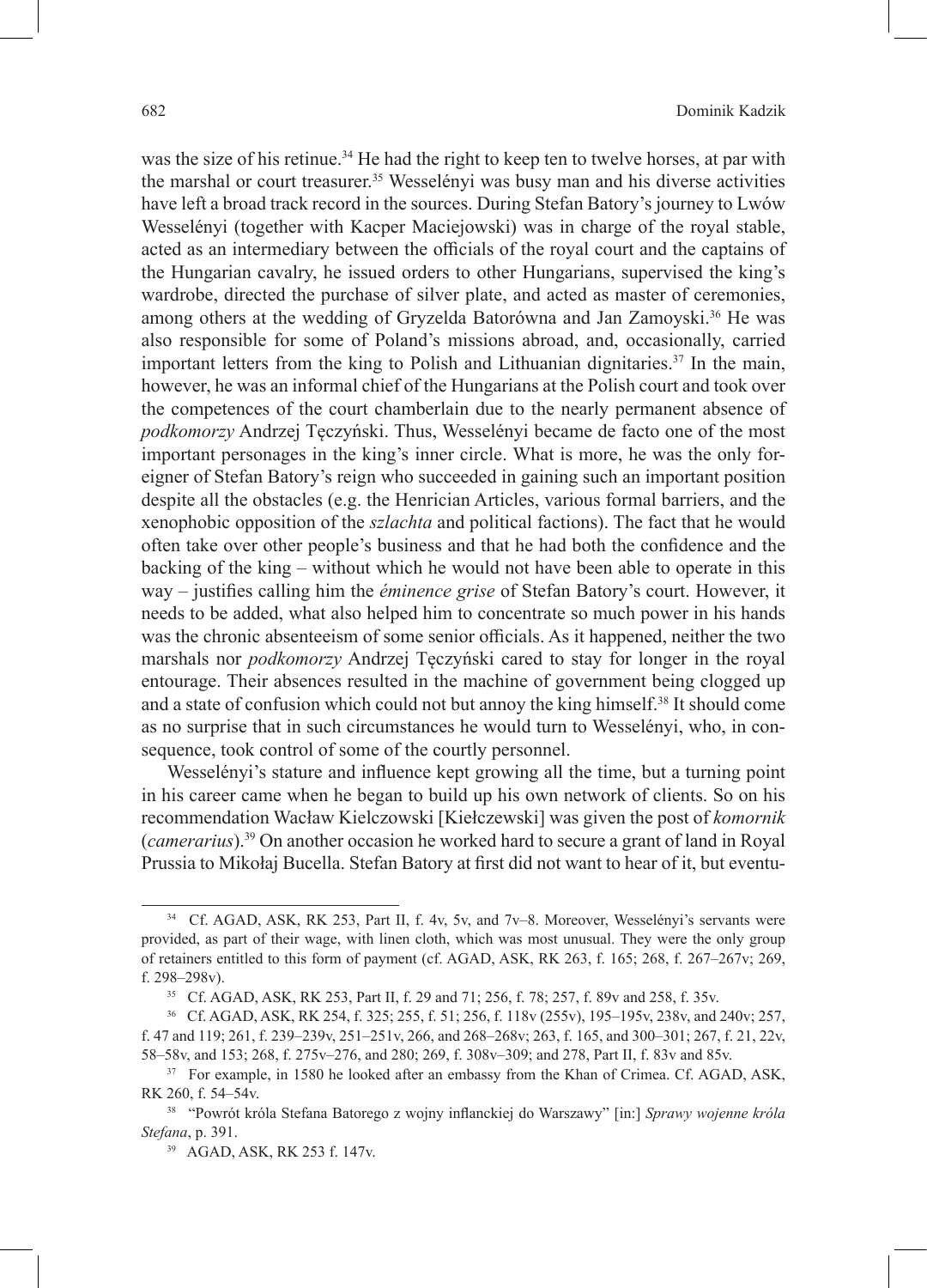was the size of his retinue.[34] He had the right to keep ten to twelve horses, at par with the marshal or court treasurer.[35] Wesselényi was busy man and his diverse activities have left a broad track record in the sources. During Stefan Batory's journey to Lwów Wesselényi (together with Kacper Maciejowski) was in charge of the royal stable, acted as an intermediary between the officials of the royal court and the captains of the Hungarian cavalry, he issued orders to other Hungarians, supervised the king's wardrobe, directed the purchase of silver plate, and acted as master of ceremonies, among others at the wedding of Gryzelda Batorówna and Jan Zamoyski.[36] He was also responsible for some of Poland's missions abroad, and, occasionally, carried important letters from the king to Polish and Lithuanian dignitaries.[37] In the main, however, he was an informal chief of the Hungarians at the Polish court and took over the competences of the court chamberlain due to the nearly permanent absence of *podkomorzy* Andrzej Tęczyński. Thus, Wesselényi became de facto one of the most important personages in the king's inner circle. What is more, he was the only foreigner of Stefan Batory's reign who succeeded in gaining such an important position despite all the obstacles (e.g. the Henrician Articles, various formal barriers, and the xenophobic opposition of the *szlachta* and political factions). The fact that he would often take over other people's business and that he had both the confidence and the backing of the king – without which he would not have been able to operate in this way – justifies calling him the *éminence grise* of Stefan Batory's court. However, it needs to be added, what also helped him to concentrate so much power in his hands was the chronic absenteeism of some senior officials. As it happened, neither the two marshals nor *podkomorzy* Andrzej Tęczyński cared to stay for longer in the royal entourage. Their absences resulted in the machine of government being clogged up and a state of confusion which could not but annoy the king himself.[38] It should come as no surprise that in such circumstances he would turn to Wesselényi, who, in consequence, took control of some of the courtly personnel.

Wesselényi's stature and influence kept growing all the time, but a turning point in his career came when he began to build up his own network of clients. So on his recommendation Wacław Kielczowski [Kiełczewski] was given the post of *komornik* (*camerarius*).[39] On another occasion he worked hard to secure a grant of land in Royal Prussia to Mikołaj Bucella. Stefan Batory at first did not want to hear of it, but eventu-

---

[34] Cf. AGAD, ASK, RK 253, Part II, f. 4v, 5v, and 7v–8. Moreover, Wesselényi's servants were provided, as part of their wage, with linen cloth, which was most unusual. They were the only group of retainers entitled to this form of payment (cf. AGAD, ASK, RK 263, f. 165; 268, f. 267–267v; 269, f. 298–298v).

[35] Cf. AGAD, ASK, RK 253, Part II, f. 29 and 71; 256, f. 78; 257, f. 89v and 258, f. 35v.

[36] Cf. AGAD, ASK, RK 254, f. 325; 255, f. 51; 256, f. 118v (255v), 195–195v, 238v, and 240v; 257, f. 47 and 119; 261, f. 239–239v, 251–251v, 266, and 268–268v; 263, f. 165, and 300–301; 267, f. 21, 22v, 58–58v, and 153; 268, f. 275v–276, and 280; 269, f. 308v–309; and 278, Part II, f. 83v and 85v.

[37] For example, in 1580 he looked after an embassy from the Khan of Crimea. Cf. AGAD, ASK, RK 260, f. 54–54v.

[38] "Powrót króla Stefana Batorego z wojny inflanckiej do Warszawy" [in:] *Sprawy wojenne króla Stefana*, p. 391.

[39] AGAD, ASK, RK 253 f. 147v.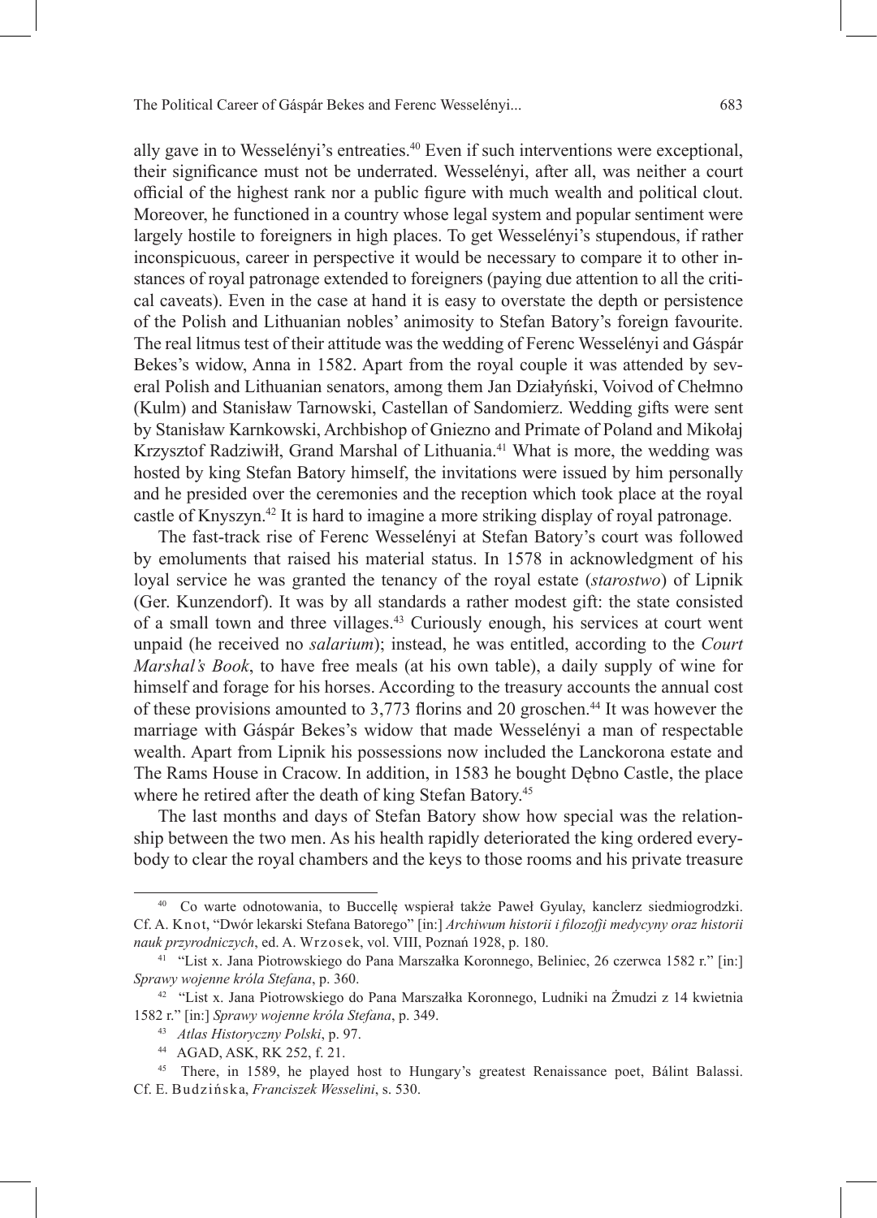ally gave in to Wesselényi's entreaties.[40] Even if such interventions were exceptional, their significance must not be underrated. Wesselényi, after all, was neither a court official of the highest rank nor a public figure with much wealth and political clout. Moreover, he functioned in a country whose legal system and popular sentiment were largely hostile to foreigners in high places. To get Wesselényi's stupendous, if rather inconspicuous, career in perspective it would be necessary to compare it to other instances of royal patronage extended to foreigners (paying due attention to all the critical caveats). Even in the case at hand it is easy to overstate the depth or persistence of the Polish and Lithuanian nobles' animosity to Stefan Batory's foreign favourite. The real litmus test of their attitude was the wedding of Ferenc Wesselényi and Gáspár Bekes's widow, Anna in 1582. Apart from the royal couple it was attended by several Polish and Lithuanian senators, among them Jan Działyński, Voivod of Chełmno (Kulm) and Stanisław Tarnowski, Castellan of Sandomierz. Wedding gifts were sent by Stanisław Karnkowski, Archbishop of Gniezno and Primate of Poland and Mikołaj Krzysztof Radziwiłł, Grand Marshal of Lithuania.[41] What is more, the wedding was hosted by king Stefan Batory himself, the invitations were issued by him personally and he presided over the ceremonies and the reception which took place at the royal castle of Knyszyn.[42] It is hard to imagine a more striking display of royal patronage.

The fast-track rise of Ferenc Wesselényi at Stefan Batory's court was followed by emoluments that raised his material status. In 1578 in acknowledgment of his loyal service he was granted the tenancy of the royal estate (*starostwo*) of Lipnik (Ger. Kunzendorf). It was by all standards a rather modest gift: the state consisted of a small town and three villages.[43] Curiously enough, his services at court went unpaid (he received no *salarium*); instead, he was entitled, according to the *Court Marshal's Book*, to have free meals (at his own table), a daily supply of wine for himself and forage for his horses. According to the treasury accounts the annual cost of these provisions amounted to 3,773 florins and 20 groschen.[44] It was however the marriage with Gáspár Bekes's widow that made Wesselényi a man of respectable wealth. Apart from Lipnik his possessions now included the Lanckorona estate and The Rams House in Cracow. In addition, in 1583 he bought Dębno Castle, the place where he retired after the death of king Stefan Batory.[45]

The last months and days of Stefan Batory show how special was the relationship between the two men. As his health rapidly deteriorated the king ordered everybody to clear the royal chambers and the keys to those rooms and his private treasure

---

[40] Co warte odnotowania, to Buccellę wspierał także Paweł Gyulay, kanclerz siedmiogrodzki. Cf. A. Knot, "Dwór lekarski Stefana Batorego" [in:] *Archiwum historii i filozofji medycyny oraz historii nauk przyrodniczych*, ed. A. Wrzosek, vol. VIII, Poznań 1928, p. 180.

[41] "List x. Jana Piotrowskiego do Pana Marszałka Koronnego, Beliniec, 26 czerwca 1582 r." [in:] *Sprawy wojenne króla Stefana*, p. 360.

[42] "List x. Jana Piotrowskiego do Pana Marszałka Koronnego, Ludniki na Żmudzi z 14 kwietnia 1582 r." [in:] *Sprawy wojenne króla Stefana*, p. 349.

[43] *Atlas Historyczny Polski*, p. 97.

[44] AGAD, ASK, RK 252, f. 21.

[45] There, in 1589, he played host to Hungary's greatest Renaissance poet, Bálint Balassi. Cf. E. Budzińska, *Franciszek Wesselini*, s. 530.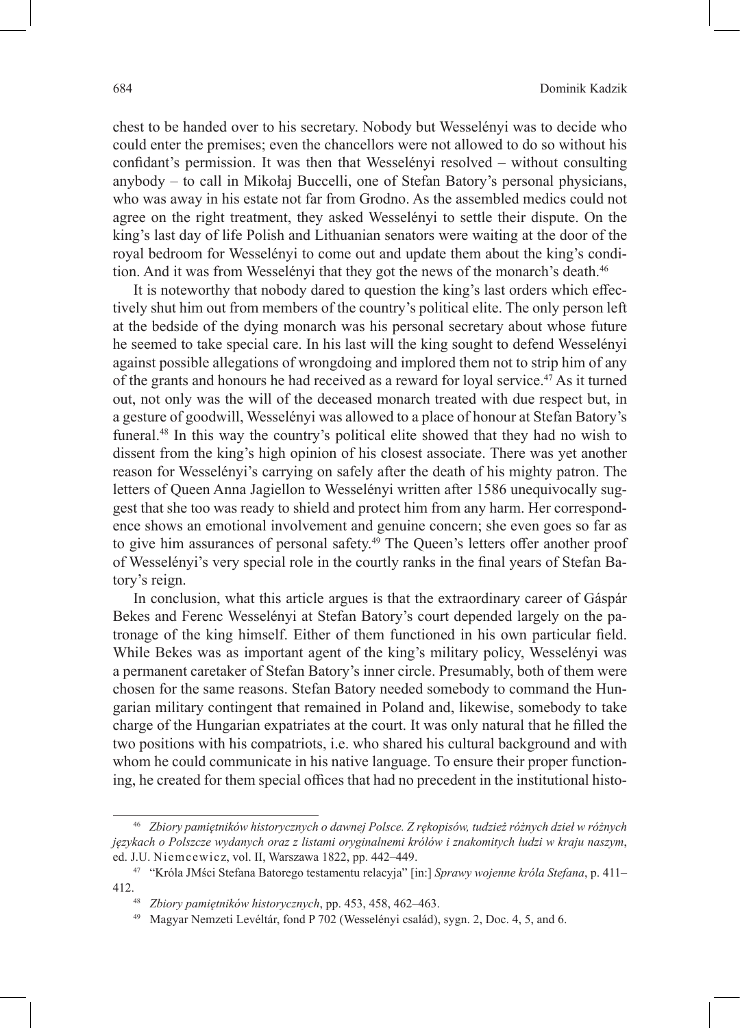chest to be handed over to his secretary. Nobody but Wesselényi was to decide who could enter the premises; even the chancellors were not allowed to do so without his confidant's permission. It was then that Wesselényi resolved – without consulting anybody – to call in Mikołaj Buccelli, one of Stefan Batory's personal physicians, who was away in his estate not far from Grodno. As the assembled medics could not agree on the right treatment, they asked Wesselényi to settle their dispute. On the king's last day of life Polish and Lithuanian senators were waiting at the door of the royal bedroom for Wesselényi to come out and update them about the king's condition. And it was from Wesselényi that they got the news of the monarch's death.[46]

It is noteworthy that nobody dared to question the king's last orders which effectively shut him out from members of the country's political elite. The only person left at the bedside of the dying monarch was his personal secretary about whose future he seemed to take special care. In his last will the king sought to defend Wesselényi against possible allegations of wrongdoing and implored them not to strip him of any of the grants and honours he had received as a reward for loyal service.[47] As it turned out, not only was the will of the deceased monarch treated with due respect but, in a gesture of goodwill, Wesselényi was allowed to a place of honour at Stefan Batory's funeral.[48] In this way the country's political elite showed that they had no wish to dissent from the king's high opinion of his closest associate. There was yet another reason for Wesselényi's carrying on safely after the death of his mighty patron. The letters of Queen Anna Jagiellon to Wesselényi written after 1586 unequivocally suggest that she too was ready to shield and protect him from any harm. Her correspondence shows an emotional involvement and genuine concern; she even goes so far as to give him assurances of personal safety.[49] The Queen's letters offer another proof of Wesselényi's very special role in the courtly ranks in the final years of Stefan Batory's reign.

In conclusion, what this article argues is that the extraordinary career of Gáspár Bekes and Ferenc Wesselényi at Stefan Batory's court depended largely on the patronage of the king himself. Either of them functioned in his own particular field. While Bekes was as important agent of the king's military policy, Wesselényi was a permanent caretaker of Stefan Batory's inner circle. Presumably, both of them were chosen for the same reasons. Stefan Batory needed somebody to command the Hungarian military contingent that remained in Poland and, likewise, somebody to take charge of the Hungarian expatriates at the court. It was only natural that he filled the two positions with his compatriots, i.e. who shared his cultural background and with whom he could communicate in his native language. To ensure their proper functioning, he created for them special offices that had no precedent in the institutional histo-

---

[46] *Zbiory pamiętników historycznych o dawnej Polsce. Z rękopisów, tudzież różnych dzieł w różnych językach o Polszcze wydanych oraz z listami oryginalnemi królów i znakomitych ludzi w kraju naszym*, ed. J.U. Niemcewicz, vol. II, Warszawa 1822, pp. 442–449.

[47] "Króla JMści Stefana Batorego testamentu relacyja" [in:] *Sprawy wojenne króla Stefana*, p. 411–412.

[48] *Zbiory pamiętników historycznych*, pp. 453, 458, 462–463.

[49] Magyar Nemzeti Levéltár, fond P 702 (Wesselényi család), sygn. 2, Doc. 4, 5, and 6.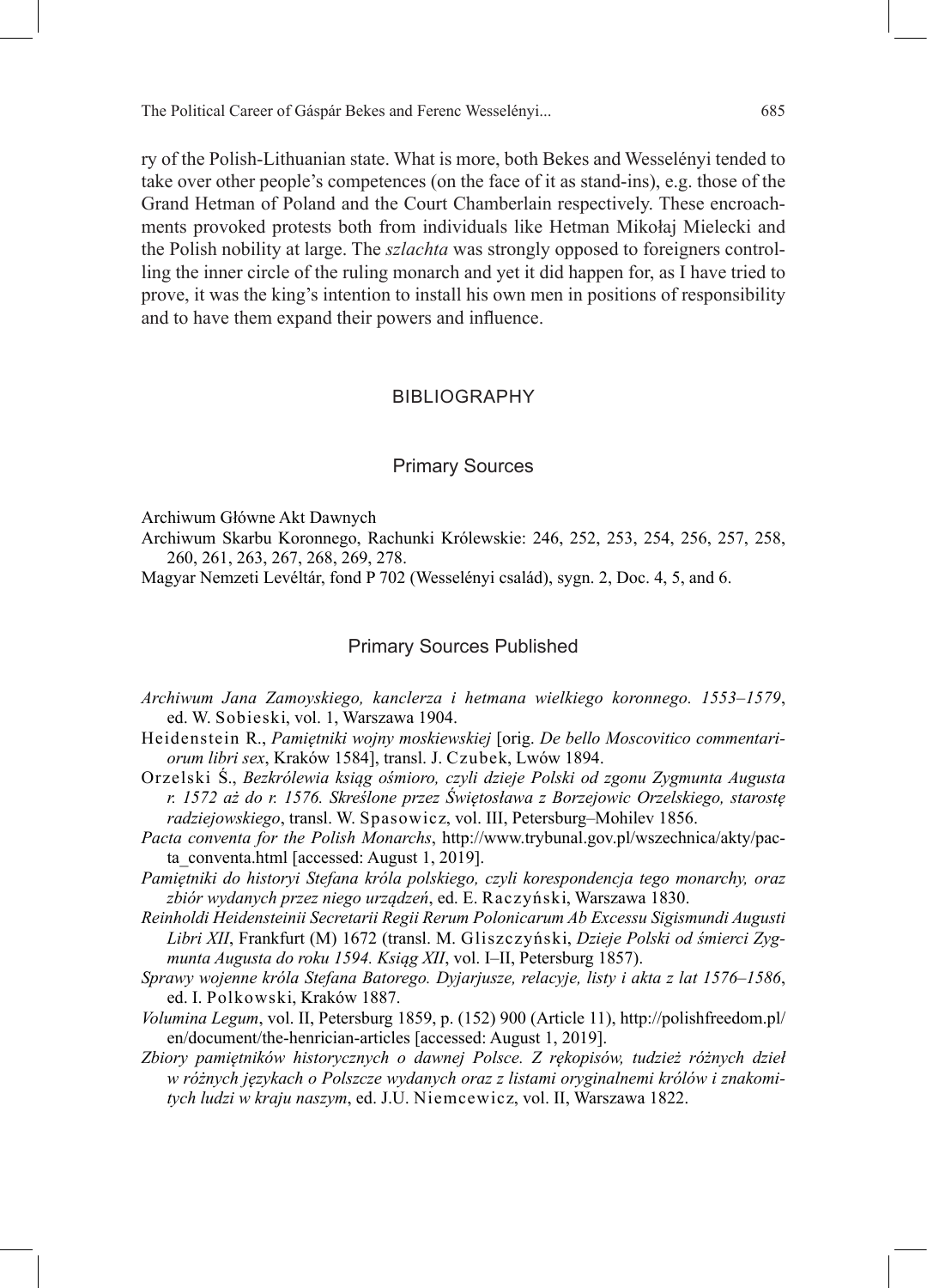ry of the Polish-Lithuanian state. What is more, both Bekes and Wesselényi tended to take over other people's competences (on the face of it as stand-ins), e.g. those of the Grand Hetman of Poland and the Court Chamberlain respectively. These encroachments provoked protests both from individuals like Hetman Mikołaj Mielecki and the Polish nobility at large. The *szlachta* was strongly opposed to foreigners controlling the inner circle of the ruling monarch and yet it did happen for, as I have tried to prove, it was the king's intention to install his own men in positions of responsibility and to have them expand their powers and influence.

## BIBLIOGRAPHY

### Primary Sources

Archiwum Główne Akt Dawnych

Archiwum Skarbu Koronnego, Rachunki Królewskie: 246, 252, 253, 254, 256, 257, 258, 260, 261, 263, 267, 268, 269, 278.

Magyar Nemzeti Levéltár, fond P 702 (Wesselényi család), sygn. 2, Doc. 4, 5, and 6.

### Primary Sources Published

*Archiwum Jana Zamoyskiego, kanclerza i hetmana wielkiego koronnego. 1553–1579*, ed. W. Sobieski, vol. 1, Warszawa 1904.

Heidenstein R., *Pamiętniki wojny moskiewskiej* [orig. *De bello Moscovitico commentariorum libri sex*, Kraków 1584], transl. J. Czubek, Lwów 1894.

Orzelski Ś., *Bezkrólewia ksiąg ośmioro, czyli dzieje Polski od zgonu Zygmunta Augusta r. 1572 aż do r. 1576. Skreślone przez Świętosława z Borzejowic Orzelskiego, starostę radziejowskiego*, transl. W. Spasowicz, vol. III, Petersburg–Mohilev 1856.

*Pacta conventa for the Polish Monarchs*, http://www.trybunal.gov.pl/wszechnica/akty/pacta_conventa.html [accessed: August 1, 2019].

*Pamiętniki do historyi Stefana króla polskiego, czyli korespondencja tego monarchy, oraz zbiór wydanych przez niego urządzeń*, ed. E. Raczyński, Warszawa 1830.

*Reinholdi Heidensteinii Secretarii Regii Rerum Polonicarum Ab Excessu Sigismundi Augusti Libri XII*, Frankfurt (M) 1672 (transl. M. Gliszczyński, *Dzieje Polski od śmierci Zygmunta Augusta do roku 1594. Ksiąg XII*, vol. I–II, Petersburg 1857).

*Sprawy wojenne króla Stefana Batorego. Dyjarjusze, relacyje, listy i akta z lat 1576–1586*, ed. I. Polkowski, Kraków 1887.

*Volumina Legum*, vol. II, Petersburg 1859, p. (152) 900 (Article 11), http://polishfreedom.pl/en/document/the-henrician-articles [accessed: August 1, 2019].

*Zbiory pamiętników historycznych o dawnej Polsce. Z rękopisów, tudzież różnych dzieł w różnych językach o Polszcze wydanych oraz z listami oryginalnemi królów i znakomitych ludzi w kraju naszym*, ed. J.U. Niemcewicz, vol. II, Warszawa 1822.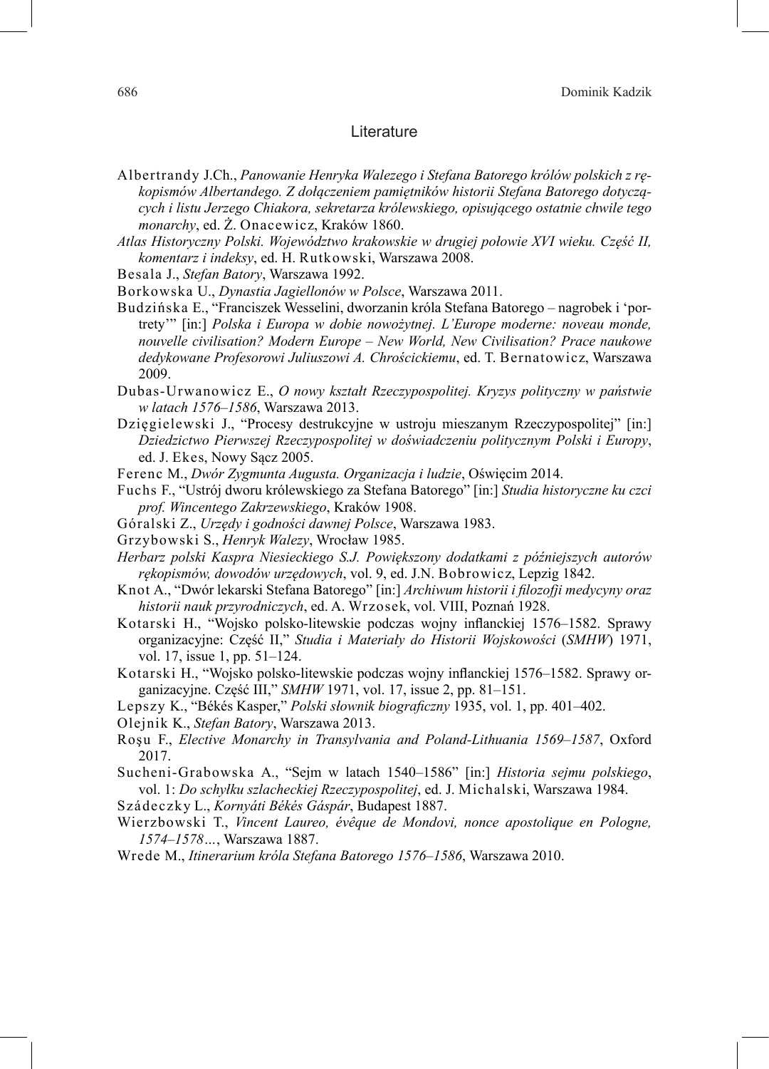## Literature

Albertrandy J.Ch., *Panowanie Henryka Walezego i Stefana Batorego królów polskich z rękopismów Albertandego. Z dołączeniem pamiętników historii Stefana Batorego dotyczących i listu Jerzego Chiakora, sekretarza królewskiego, opisującego ostatnie chwile tego monarchy*, ed. Ż. Onacewicz, Kraków 1860.

*Atlas Historyczny Polski. Województwo krakowskie w drugiej połowie XVI wieku. Część II, komentarz i indeksy*, ed. H. Rutkowski, Warszawa 2008.

Besala J., *Stefan Batory*, Warszawa 1992.

Borkowska U., *Dynastia Jagiellonów w Polsce*, Warszawa 2011.

Budzińska E., "Franciszek Wesselini, dworzanin króla Stefana Batorego – nagrobek i 'portrety'" [in:] *Polska i Europa w dobie nowożytnej. L'Europe moderne: noveau monde, nouvelle civilisation? Modern Europe – New World, New Civilisation? Prace naukowe dedykowane Profesorowi Juliuszowi A. Chrościckiemu*, ed. T. Bernatowicz, Warszawa 2009.

Dubas-Urwanowicz E., *O nowy kształt Rzeczypospolitej. Kryzys polityczny w państwie w latach 1576–1586*, Warszawa 2013.

Dzięgielewski J., "Procesy destrukcyjne w ustroju mieszanym Rzeczypospolitej" [in:] *Dziedzictwo Pierwszej Rzeczypospolitej w doświadczeniu politycznym Polski i Europy*, ed. J. Ekes, Nowy Sącz 2005.

Ferenc M., *Dwór Zygmunta Augusta. Organizacja i ludzie*, Oświęcim 2014.

Fuchs F., "Ustrój dworu królewskiego za Stefana Batorego" [in:] *Studia historyczne ku czci prof. Wincentego Zakrzewskiego*, Kraków 1908.

Góralski Z., *Urzędy i godności dawnej Polsce*, Warszawa 1983.

Grzybowski S., *Henryk Walezy*, Wrocław 1985.

*Herbarz polski Kaspra Niesieckiego S.J. Powiększony dodatkami z późniejszych autorów rękopismów, dowodów urzędowych*, vol. 9, ed. J.N. Bobrowicz, Lepzig 1842.

Knot A., "Dwór lekarski Stefana Batorego" [in:] *Archiwum historii i filozofji medycyny oraz historii nauk przyrodniczych*, ed. A. Wrzosek, vol. VIII, Poznań 1928.

Kotarski H., "Wojsko polsko-litewskie podczas wojny inflanckiej 1576–1582. Sprawy organizacyjne: Część II," *Studia i Materiały do Historii Wojskowości* (*SMHW*) 1971, vol. 17, issue 1, pp. 51–124.

Kotarski H., "Wojsko polsko-litewskie podczas wojny inflanckiej 1576–1582. Sprawy organizacyjne. Część III," *SMHW* 1971, vol. 17, issue 2, pp. 81–151.

Lepszy K., "Békés Kasper," *Polski słownik biograficzny* 1935, vol. 1, pp. 401–402.

Olejnik K., *Stefan Batory*, Warszawa 2013.

Roşu F., *Elective Monarchy in Transylvania and Poland-Lithuania 1569–1587*, Oxford 2017.

Sucheni-Grabowska A., "Sejm w latach 1540–1586" [in:] *Historia sejmu polskiego*, vol. 1: *Do schyłku szlacheckiej Rzeczypospolitej*, ed. J. Michalski, Warszawa 1984.

Szádeczky L., *Kornyáti Békés Gáspár*, Budapest 1887.

Wierzbowski T., *Vincent Laureo, évêque de Mondovi, nonce apostolique en Pologne, 1574–1578…*, Warszawa 1887.

Wrede M., *Itinerarium króla Stefana Batorego 1576–1586*, Warszawa 2010.